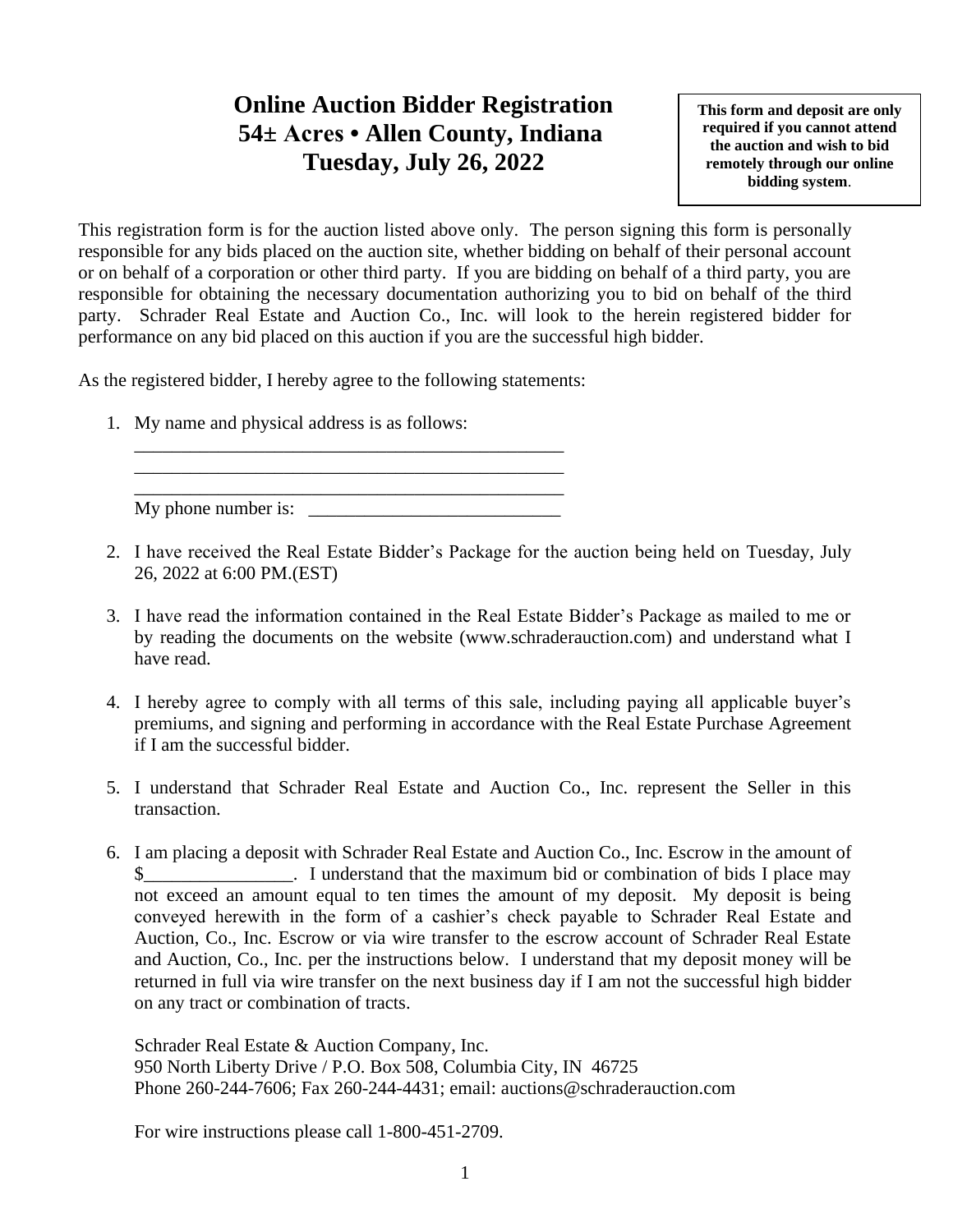# Online Auction Bidder Registration
# 54± Acres • Allen County, Indiana
# Tuesday, July 26, 2022

**This form and deposit are only required if you cannot attend the auction and wish to bid remotely through our online bidding system**.

This registration form is for the auction listed above only. The person signing this form is personally responsible for any bids placed on the auction site, whether bidding on behalf of their personal account or on behalf of a corporation or other third party. If you are bidding on behalf of a third party, you are responsible for obtaining the necessary documentation authorizing you to bid on behalf of the third party. Schrader Real Estate and Auction Co., Inc. will look to the herein registered bidder for performance on any bid placed on this auction if you are the successful high bidder.

As the registered bidder, I hereby agree to the following statements:

1. My name and physical address is as follows:
   ________________________________________________
   ________________________________________________
   ________________________________________________
   My phone number is: ___________________________

2. I have received the Real Estate Bidder's Package for the auction being held on Tuesday, July 26, 2022 at 6:00 PM.(EST)

3. I have read the information contained in the Real Estate Bidder's Package as mailed to me or by reading the documents on the website (www.schraderauction.com) and understand what I have read.

4. I hereby agree to comply with all terms of this sale, including paying all applicable buyer's premiums, and signing and performing in accordance with the Real Estate Purchase Agreement if I am the successful bidder.

5. I understand that Schrader Real Estate and Auction Co., Inc. represent the Seller in this transaction.

6. I am placing a deposit with Schrader Real Estate and Auction Co., Inc. Escrow in the amount of $________________. I understand that the maximum bid or combination of bids I place may not exceed an amount equal to ten times the amount of my deposit. My deposit is being conveyed herewith in the form of a cashier's check payable to Schrader Real Estate and Auction, Co., Inc. Escrow or via wire transfer to the escrow account of Schrader Real Estate and Auction, Co., Inc. per the instructions below. I understand that my deposit money will be returned in full via wire transfer on the next business day if I am not the successful high bidder on any tract or combination of tracts.

   Schrader Real Estate & Auction Company, Inc.
   950 North Liberty Drive / P.O. Box 508, Columbia City, IN 46725
   Phone 260-244-7606; Fax 260-244-4431; email: auctions@schraderauction.com

   For wire instructions please call 1-800-451-2709.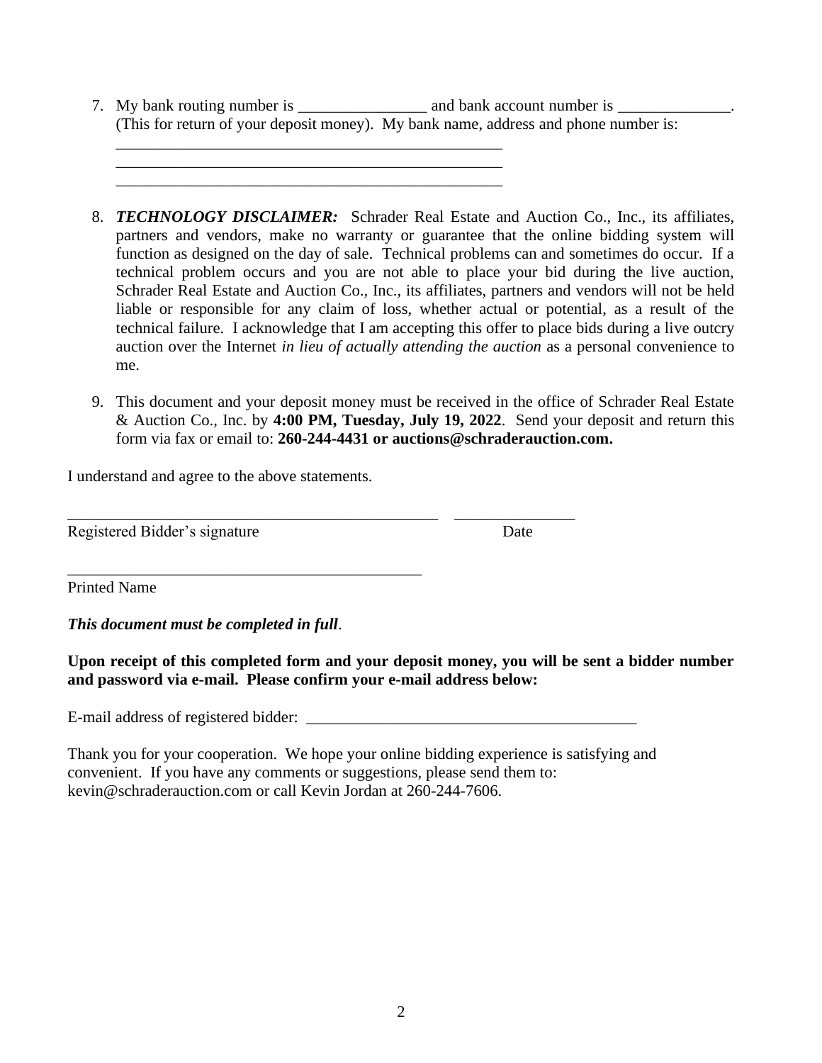7. My bank routing number is ________________ and bank account number is ______________. (This for return of your deposit money). My bank name, address and phone number is:

   __________________________________________________
   __________________________________________________
   __________________________________________________

8. ***TECHNOLOGY DISCLAIMER:*** Schrader Real Estate and Auction Co., Inc., its affiliates, partners and vendors, make no warranty or guarantee that the online bidding system will function as designed on the day of sale. Technical problems can and sometimes do occur. If a technical problem occurs and you are not able to place your bid during the live auction, Schrader Real Estate and Auction Co., Inc., its affiliates, partners and vendors will not be held liable or responsible for any claim of loss, whether actual or potential, as a result of the technical failure. I acknowledge that I am accepting this offer to place bids during a live outcry auction over the Internet *in lieu of actually attending the auction* as a personal convenience to me.

9. This document and your deposit money must be received in the office of Schrader Real Estate & Auction Co., Inc. by **4:00 PM, Tuesday, July 19, 2022**. Send your deposit and return this form via fax or email to: **260-244-4431 or auctions@schraderauction.com.**

I understand and agree to the above statements.

________________________________________________ _______________
Registered Bidder's signature Date

_____________________________________________
Printed Name

***This document must be completed in full*.**

**Upon receipt of this completed form and your deposit money, you will be sent a bidder number and password via e-mail. Please confirm your e-mail address below:**

E-mail address of registered bidder: _________________________________________

Thank you for your cooperation. We hope your online bidding experience is satisfying and convenient. If you have any comments or suggestions, please send them to: kevin@schraderauction.com or call Kevin Jordan at 260-244-7606.